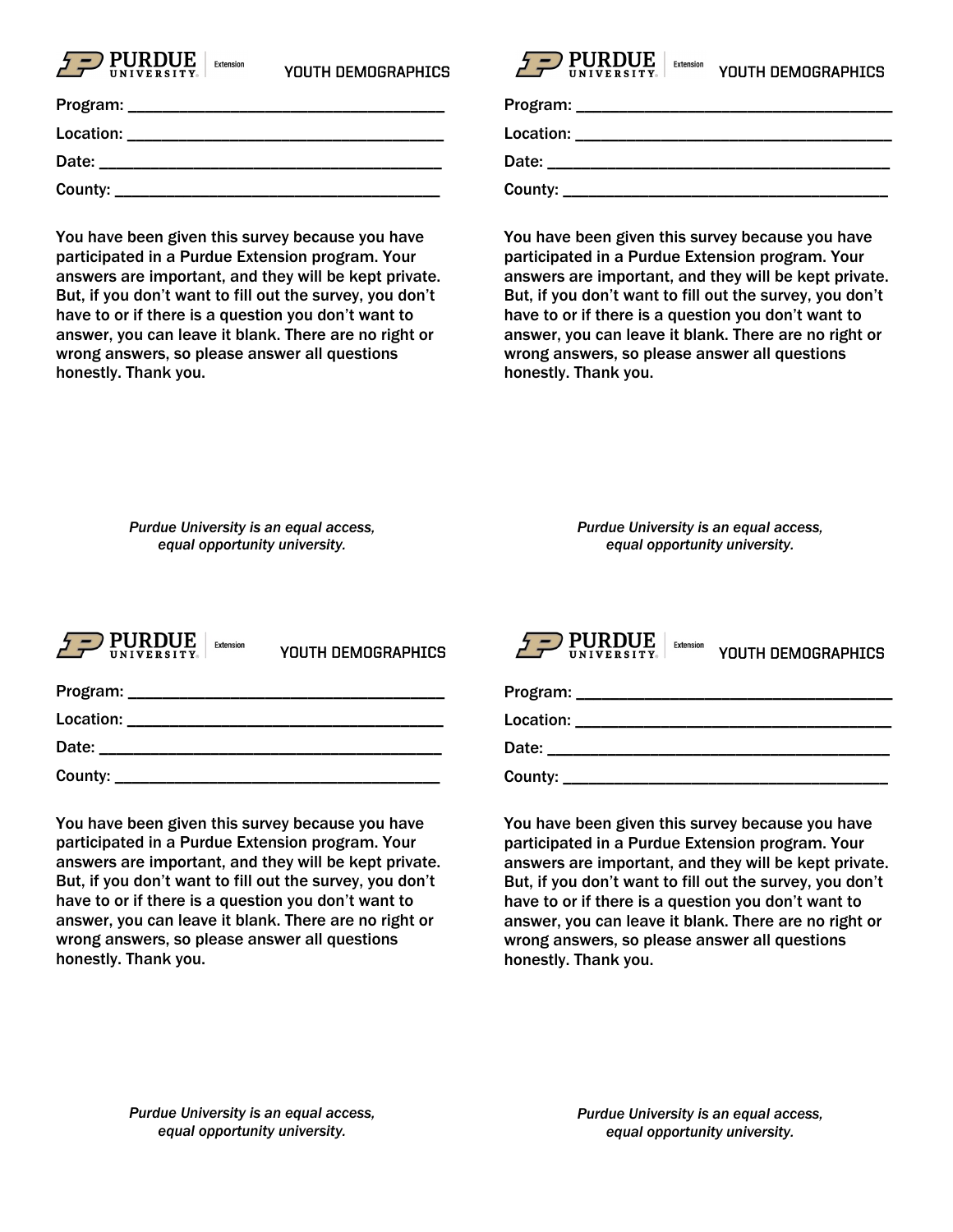PURDUE UNIVERSITY | Extension

## YOUTH DEMOGRAPHICS

Program: ______________________________________

Location: ______________________________________

Date: ________________________________________

County: _______________________________________

You have been given this survey because you have participated in a Purdue Extension program. Your answers are important, and they will be kept private. But, if you don't want to fill out the survey, you don't have to or if there is a question you don't want to answer, you can leave it blank. There are no right or wrong answers, so please answer all questions honestly. Thank you.

*Purdue University is an equal access, equal opportunity university.*

PURDUE UNIVERSITY | Extension

## YOUTH DEMOGRAPHICS

Program: ______________________________________

Location: ______________________________________

Date: ________________________________________

County: _______________________________________

You have been given this survey because you have participated in a Purdue Extension program. Your answers are important, and they will be kept private. But, if you don't want to fill out the survey, you don't have to or if there is a question you don't want to answer, you can leave it blank. There are no right or wrong answers, so please answer all questions honestly. Thank you.

*Purdue University is an equal access, equal opportunity university.*

PURDUE UNIVERSITY | Extension

## YOUTH DEMOGRAPHICS

Program: ______________________________________

Location: ______________________________________

Date: ________________________________________

County: _______________________________________

You have been given this survey because you have participated in a Purdue Extension program. Your answers are important, and they will be kept private. But, if you don't want to fill out the survey, you don't have to or if there is a question you don't want to answer, you can leave it blank. There are no right or wrong answers, so please answer all questions honestly. Thank you.

*Purdue University is an equal access, equal opportunity university.*

PURDUE UNIVERSITY | Extension

## YOUTH DEMOGRAPHICS

Program: ______________________________________

Location: ______________________________________

Date: ________________________________________

County: _______________________________________

You have been given this survey because you have participated in a Purdue Extension program. Your answers are important, and they will be kept private. But, if you don't want to fill out the survey, you don't have to or if there is a question you don't want to answer, you can leave it blank. There are no right or wrong answers, so please answer all questions honestly. Thank you.

*Purdue University is an equal access, equal opportunity university.*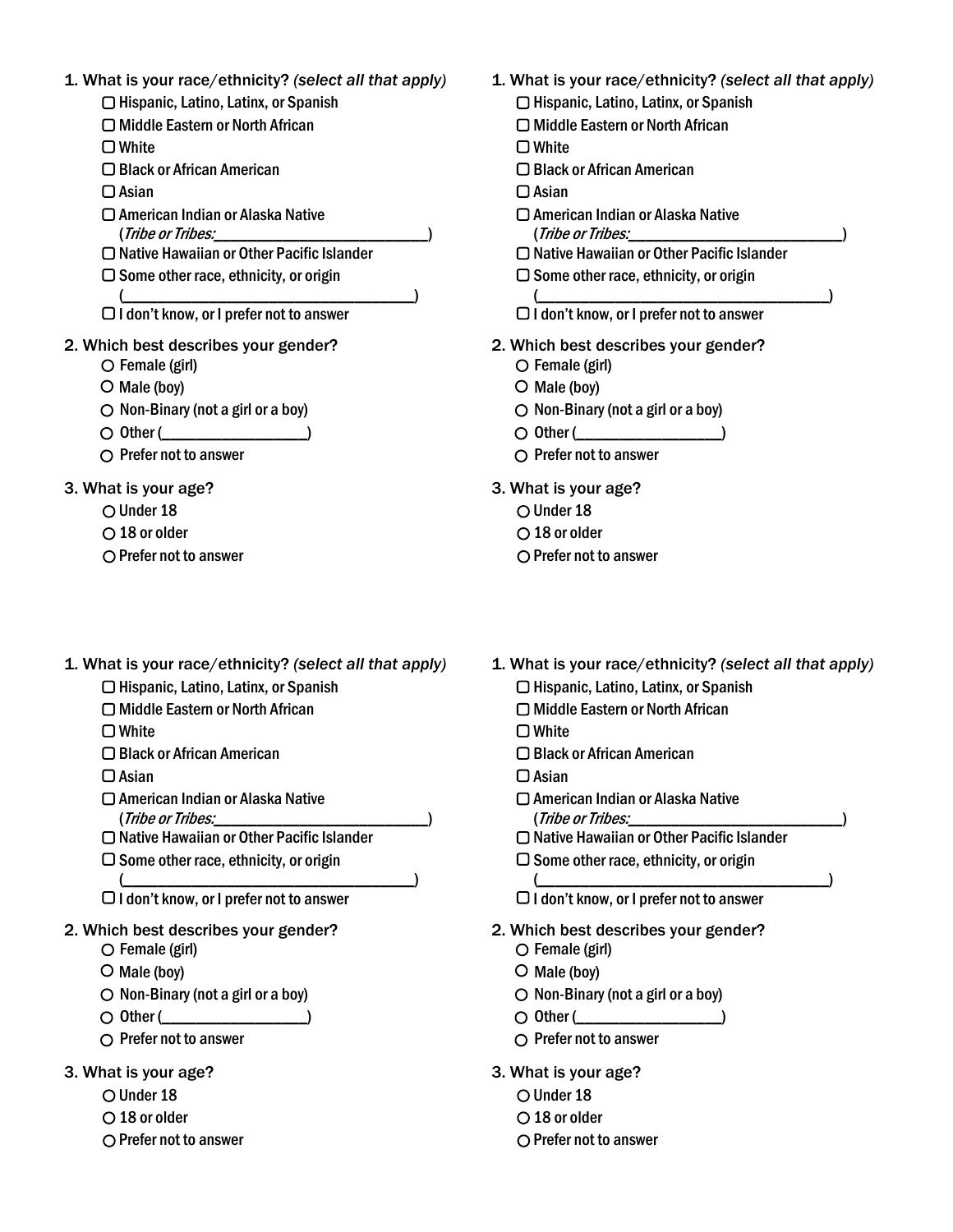1. What is your race/ethnicity? *(select all that apply)*
   - ☐ Hispanic, Latino, Latinx, or Spanish
   - ☐ Middle Eastern or North African
   - ☐ White
   - ☐ Black or African American
   - ☐ Asian
   - ☐ American Indian or Alaska Native (*Tribe or Tribes:*__________________________)
   - ☐ Native Hawaiian or Other Pacific Islander
   - ☐ Some other race, ethnicity, or origin (____________________________________)
   - ☐ I don't know, or I prefer not to answer

2. Which best describes your gender?
   - ○ Female (girl)
   - ○ Male (boy)
   - ○ Non-Binary (not a girl or a boy)
   - ○ Other (_________________)
   - ○ Prefer not to answer

3. What is your age?
   - ○ Under 18
   - ○ 18 or older
   - ○ Prefer not to answer

1. What is your race/ethnicity? *(select all that apply)*
   - ☐ Hispanic, Latino, Latinx, or Spanish
   - ☐ Middle Eastern or North African
   - ☐ White
   - ☐ Black or African American
   - ☐ Asian
   - ☐ American Indian or Alaska Native (*Tribe or Tribes:*__________________________)
   - ☐ Native Hawaiian or Other Pacific Islander
   - ☐ Some other race, ethnicity, or origin (____________________________________)
   - ☐ I don't know, or I prefer not to answer

2. Which best describes your gender?
   - ○ Female (girl)
   - ○ Male (boy)
   - ○ Non-Binary (not a girl or a boy)
   - ○ Other (_________________)
   - ○ Prefer not to answer

3. What is your age?
   - ○ Under 18
   - ○ 18 or older
   - ○ Prefer not to answer

1. What is your race/ethnicity? *(select all that apply)*
   - ☐ Hispanic, Latino, Latinx, or Spanish
   - ☐ Middle Eastern or North African
   - ☐ White
   - ☐ Black or African American
   - ☐ Asian
   - ☐ American Indian or Alaska Native (*Tribe or Tribes:*__________________________)
   - ☐ Native Hawaiian or Other Pacific Islander
   - ☐ Some other race, ethnicity, or origin (____________________________________)
   - ☐ I don't know, or I prefer not to answer

2. Which best describes your gender?
   - ○ Female (girl)
   - ○ Male (boy)
   - ○ Non-Binary (not a girl or a boy)
   - ○ Other (_________________)
   - ○ Prefer not to answer

3. What is your age?
   - ○ Under 18
   - ○ 18 or older
   - ○ Prefer not to answer

1. What is your race/ethnicity? *(select all that apply)*
   - ☐ Hispanic, Latino, Latinx, or Spanish
   - ☐ Middle Eastern or North African
   - ☐ White
   - ☐ Black or African American
   - ☐ Asian
   - ☐ American Indian or Alaska Native (*Tribe or Tribes:*__________________________)
   - ☐ Native Hawaiian or Other Pacific Islander
   - ☐ Some other race, ethnicity, or origin (____________________________________)
   - ☐ I don't know, or I prefer not to answer

2. Which best describes your gender?
   - ○ Female (girl)
   - ○ Male (boy)
   - ○ Non-Binary (not a girl or a boy)
   - ○ Other (_________________)
   - ○ Prefer not to answer

3. What is your age?
   - ○ Under 18
   - ○ 18 or older
   - ○ Prefer not to answer